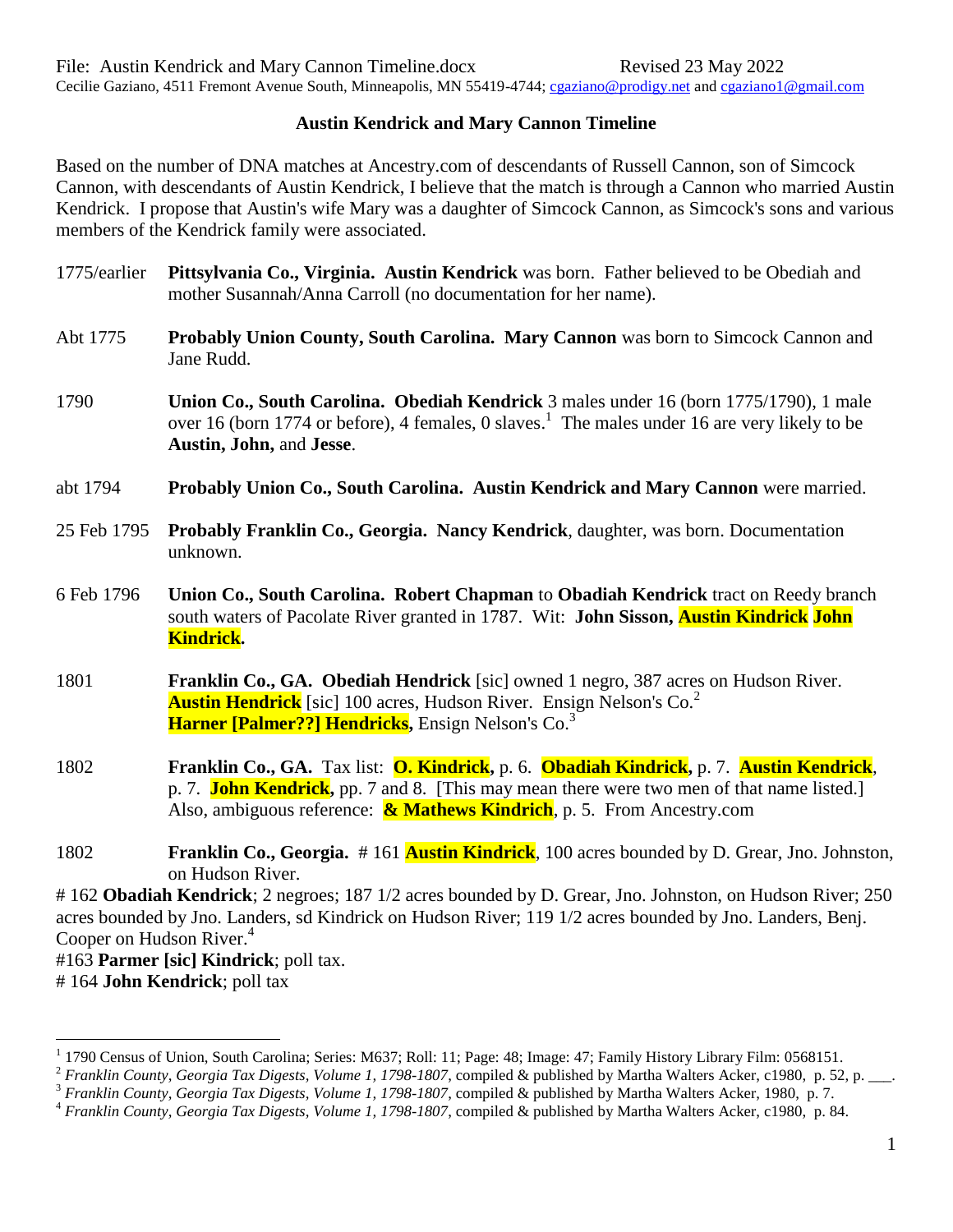File: Austin Kendrick and Mary Cannon Timeline.docx Revised 23 May 2022
Cecilie Gaziano, 4511 Fremont Avenue South, Minneapolis, MN 55419-4744; cgaziano@prodigy.net and cgaziano1@gmail.com

**Austin Kendrick and Mary Cannon Timeline**

Based on the number of DNA matches at Ancestry.com of descendants of Russell Cannon, son of Simcock Cannon, with descendants of Austin Kendrick, I believe that the match is through a Cannon who married Austin Kendrick. I propose that Austin's wife Mary was a daughter of Simcock Cannon, as Simcock's sons and various members of the Kendrick family were associated.

1775/earlier **Pittsylvania Co., Virginia. Austin Kendrick** was born. Father believed to be Obediah and mother Susannah/Anna Carroll (no documentation for her name).

Abt 1775 **Probably Union County, South Carolina. Mary Cannon** was born to Simcock Cannon and Jane Rudd.

1790 **Union Co., South Carolina. Obediah Kendrick** 3 males under 16 (born 1775/1790), 1 male over 16 (born 1774 or before), 4 females, 0 slaves.[1] The males under 16 are very likely to be **Austin, John,** and **Jesse**.

abt 1794 **Probably Union Co., South Carolina. Austin Kendrick and Mary Cannon** were married.

25 Feb 1795 **Probably Franklin Co., Georgia. Nancy Kendrick**, daughter, was born. Documentation unknown.

6 Feb 1796 **Union Co., South Carolina. Robert Chapman** to **Obadiah Kendrick** tract on Reedy branch south waters of Pacolate River granted in 1787. Wit: **John Sisson, Austin Kindrick John Kindrick.**

1801 **Franklin Co., GA. Obediah Hendrick** [sic] owned 1 negro, 387 acres on Hudson River. **Austin Hendrick** [sic] 100 acres, Hudson River. Ensign Nelson's Co.[2]
**Harner [Palmer??] Hendricks**, Ensign Nelson's Co.[3]

1802 **Franklin Co., GA.** Tax list: **O. Kindrick,** p. 6. **Obadiah Kindrick,** p. 7. **Austin Kendrick**, p. 7. **John Kendrick,** pp. 7 and 8. [This may mean there were two men of that name listed.] Also, ambiguous reference: **& Mathews Kindrich**, p. 5. From Ancestry.com

1802 **Franklin Co., Georgia.** # 161 **Austin Kindrick**, 100 acres bounded by D. Grear, Jno. Johnston, on Hudson River.
# 162 **Obadiah Kendrick**; 2 negroes; 187 1/2 acres bounded by D. Grear, Jno. Johnston, on Hudson River; 250 acres bounded by Jno. Landers, sd Kindrick on Hudson River; 119 1/2 acres bounded by Jno. Landers, Benj. Cooper on Hudson River.[4]
#163 **Parmer [sic] Kindrick**; poll tax.
# 164 **John Kendrick**; poll tax

---

[1] 1790 Census of Union, South Carolina; Series: M637; Roll: 11; Page: 48; Image: 47; Family History Library Film: 0568151.
[2] *Franklin County, Georgia Tax Digests, Volume 1, 1798-1807*, compiled & published by Martha Walters Acker, c1980, p. 52, p. \_\_\_.
[3] *Franklin County, Georgia Tax Digests, Volume 1, 1798-1807*, compiled & published by Martha Walters Acker, 1980, p. 7.
[4] *Franklin County, Georgia Tax Digests, Volume 1, 1798-1807*, compiled & published by Martha Walters Acker, c1980, p. 84.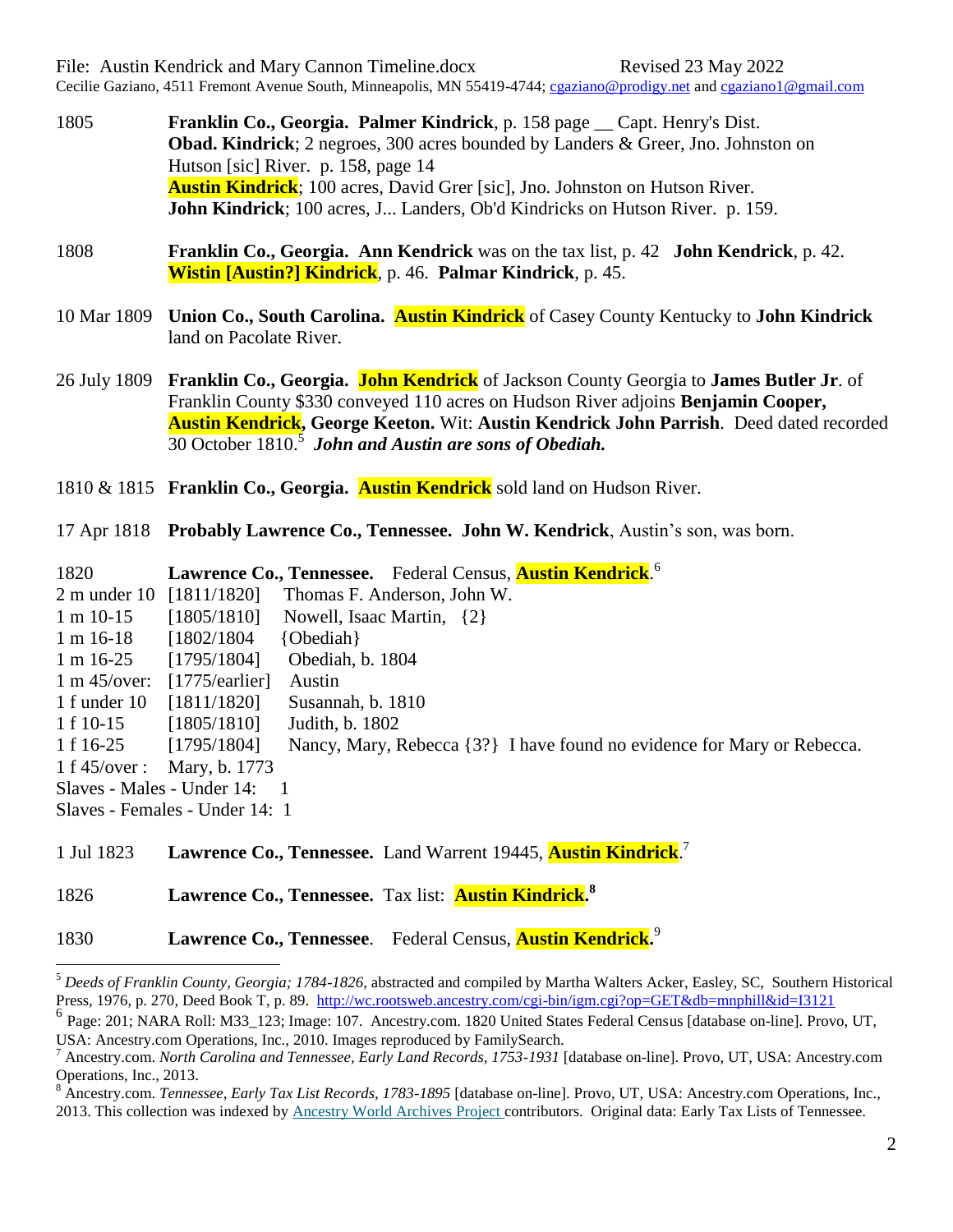1805 **Franklin Co., Georgia. Palmer Kindrick**, p. 158 page __ Capt. Henry's Dist.
**Obad. Kindrick**; 2 negroes, 300 acres bounded by Landers & Greer, Jno. Johnston on Hutson [sic] River. p. 158, page 14
**Austin Kindrick**; 100 acres, David Grer [sic], Jno. Johnston on Hutson River.
**John Kindrick**; 100 acres, J... Landers, Ob'd Kindricks on Hutson River. p. 159.

1808 **Franklin Co., Georgia. Ann Kendrick** was on the tax list, p. 42 **John Kendrick**, p. 42. **Wistin [Austin?] Kindrick**, p. 46. **Palmar Kindrick**, p. 45.

10 Mar 1809 **Union Co., South Carolina. Austin Kindrick** of Casey County Kentucky to **John Kindrick** land on Pacolate River.

26 July 1809 **Franklin Co., Georgia. John Kendrick** of Jackson County Georgia to **James Butler Jr**. of Franklin County $330 conveyed 110 acres on Hudson River adjoins **Benjamin Cooper, Austin Kendrick, George Keeton.** Wit: **Austin Kendrick John Parrish**. Deed dated recorded 30 October 1810.[5] ***John and Austin are sons of Obediah.***

1810 & 1815 **Franklin Co., Georgia. Austin Kendrick** sold land on Hudson River.

17 Apr 1818 **Probably Lawrence Co., Tennessee. John W. Kendrick**, Austin's son, was born.

1820 **Lawrence Co., Tennessee.** Federal Census, **Austin Kendrick**.[6]

2 m under 10 [1811/1820] Thomas F. Anderson, John W.
1 m 10-15 [1805/1810] Nowell, Isaac Martin, {2}
1 m 16-18 [1802/1804 {Obediah}
1 m 16-25 [1795/1804] Obediah, b. 1804
1 m 45/over: [1775/earlier] Austin
1 f under 10 [1811/1820] Susannah, b. 1810
1 f 10-15 [1805/1810] Judith, b. 1802
1 f 16-25 [1795/1804] Nancy, Mary, Rebecca {3?} I have found no evidence for Mary or Rebecca.
1 f 45/over : Mary, b. 1773
Slaves - Males - Under 14: 1
Slaves - Females - Under 14: 1

1 Jul 1823 **Lawrence Co., Tennessee.** Land Warrent 19445, **Austin Kindrick**.[7]

1826 **Lawrence Co., Tennessee.** Tax list: **Austin Kindrick.[8]**

1830 **Lawrence Co., Tennessee**. Federal Census, **Austin Kendrick.**[9]

---

[5] *Deeds of Franklin County, Georgia; 1784-1826*, abstracted and compiled by Martha Walters Acker, Easley, SC, Southern Historical Press, 1976, p. 270, Deed Book T, p. 89. http://wc.rootsweb.ancestry.com/cgi-bin/igm.cgi?op=GET&db=mnphill&id=I3121

[6] Page: 201; NARA Roll: M33_123; Image: 107. Ancestry.com. 1820 United States Federal Census [database on-line]. Provo, UT, USA: Ancestry.com Operations, Inc., 2010. Images reproduced by FamilySearch.

[7] Ancestry.com. *North Carolina and Tennessee, Early Land Records, 1753-1931* [database on-line]. Provo, UT, USA: Ancestry.com Operations, Inc., 2013.

[8] Ancestry.com. *Tennessee, Early Tax List Records, 1783-1895* [database on-line]. Provo, UT, USA: Ancestry.com Operations, Inc., 2013. This collection was indexed by Ancestry World Archives Project contributors. Original data: Early Tax Lists of Tennessee.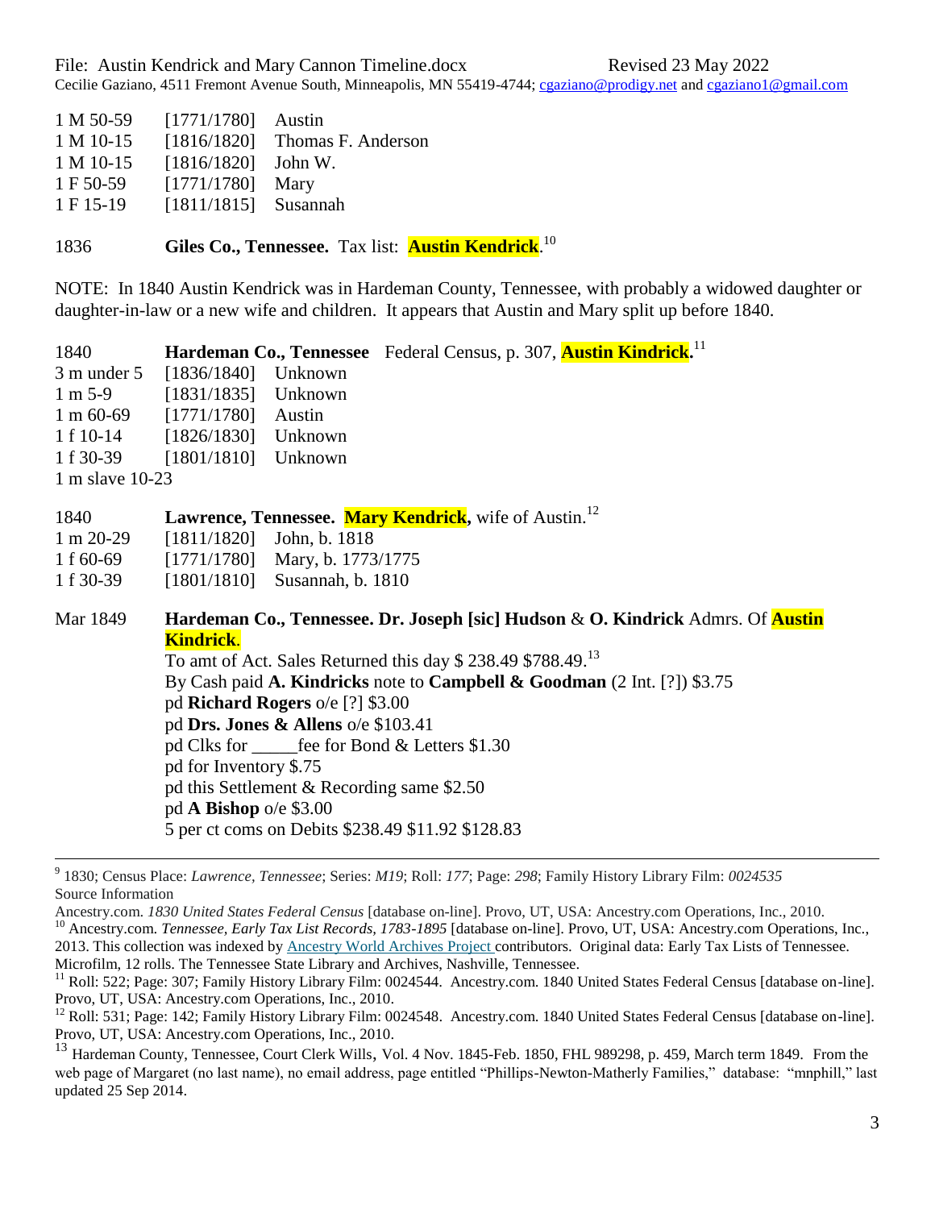1 M 50-59 [1771/1780] Austin
1 M 10-15 [1816/1820] Thomas F. Anderson
1 M 10-15 [1816/1820] John W.
1 F 50-59 [1771/1780] Mary
1 F 15-19 [1811/1815] Susannah

1836 **Giles Co., Tennessee.** Tax list: **Austin Kendrick**.[10]

NOTE: In 1840 Austin Kendrick was in Hardeman County, Tennessee, with probably a widowed daughter or daughter-in-law or a new wife and children. It appears that Austin and Mary split up before 1840.

1840 **Hardeman Co., Tennessee** Federal Census, p. 307, **Austin Kindrick.**[11]
3 m under 5 [1836/1840] Unknown
1 m 5-9 [1831/1835] Unknown
1 m 60-69 [1771/1780] Austin
1 f 10-14 [1826/1830] Unknown
1 f 30-39 [1801/1810] Unknown
1 m slave 10-23

1840 **Lawrence, Tennessee. Mary Kendrick,** wife of Austin.[12]
1 m 20-29 [1811/1820] John, b. 1818
1 f 60-69 [1771/1780] Mary, b. 1773/1775
1 f 30-39 [1801/1810] Susannah, b. 1810

Mar 1849 **Hardeman Co., Tennessee. Dr. Joseph [sic] Hudson** & **O. Kindrick** Admrs. Of **Austin Kindrick**.
To amt of Act. Sales Returned this day $ 238.49 $788.49.[13]
By Cash paid **A. Kindricks** note to **Campbell & Goodman** (2 Int. [?]) $3.75
pd **Richard Rogers** o/e [?] $3.00
pd **Drs. Jones & Allens** o/e $103.41
pd Clks for _____fee for Bond & Letters $1.30
pd for Inventory $.75
pd this Settlement & Recording same $2.50
pd **A Bishop** o/e $3.00
5 per ct coms on Debits $238.49 $11.92 $128.83

---

[9] 1830; Census Place: *Lawrence, Tennessee*; Series: *M19*; Roll: *177*; Page: *298*; Family History Library Film: *0024535*
Source Information
Ancestry.com. *1830 United States Federal Census* [database on-line]. Provo, UT, USA: Ancestry.com Operations, Inc., 2010.

[10] Ancestry.com. *Tennessee, Early Tax List Records, 1783-1895* [database on-line]. Provo, UT, USA: Ancestry.com Operations, Inc., 2013. This collection was indexed by Ancestry World Archives Project contributors. Original data: Early Tax Lists of Tennessee. Microfilm, 12 rolls. The Tennessee State Library and Archives, Nashville, Tennessee.

[11] Roll: 522; Page: 307; Family History Library Film: 0024544. Ancestry.com. 1840 United States Federal Census [database on-line]. Provo, UT, USA: Ancestry.com Operations, Inc., 2010.

[12] Roll: 531; Page: 142; Family History Library Film: 0024548. Ancestry.com. 1840 United States Federal Census [database on-line]. Provo, UT, USA: Ancestry.com Operations, Inc., 2010.

[13] Hardeman County, Tennessee, Court Clerk Wills, Vol. 4 Nov. 1845-Feb. 1850, FHL 989298, p. 459, March term 1849. From the web page of Margaret (no last name), no email address, page entitled "Phillips-Newton-Matherly Families," database: "mnphill," last updated 25 Sep 2014.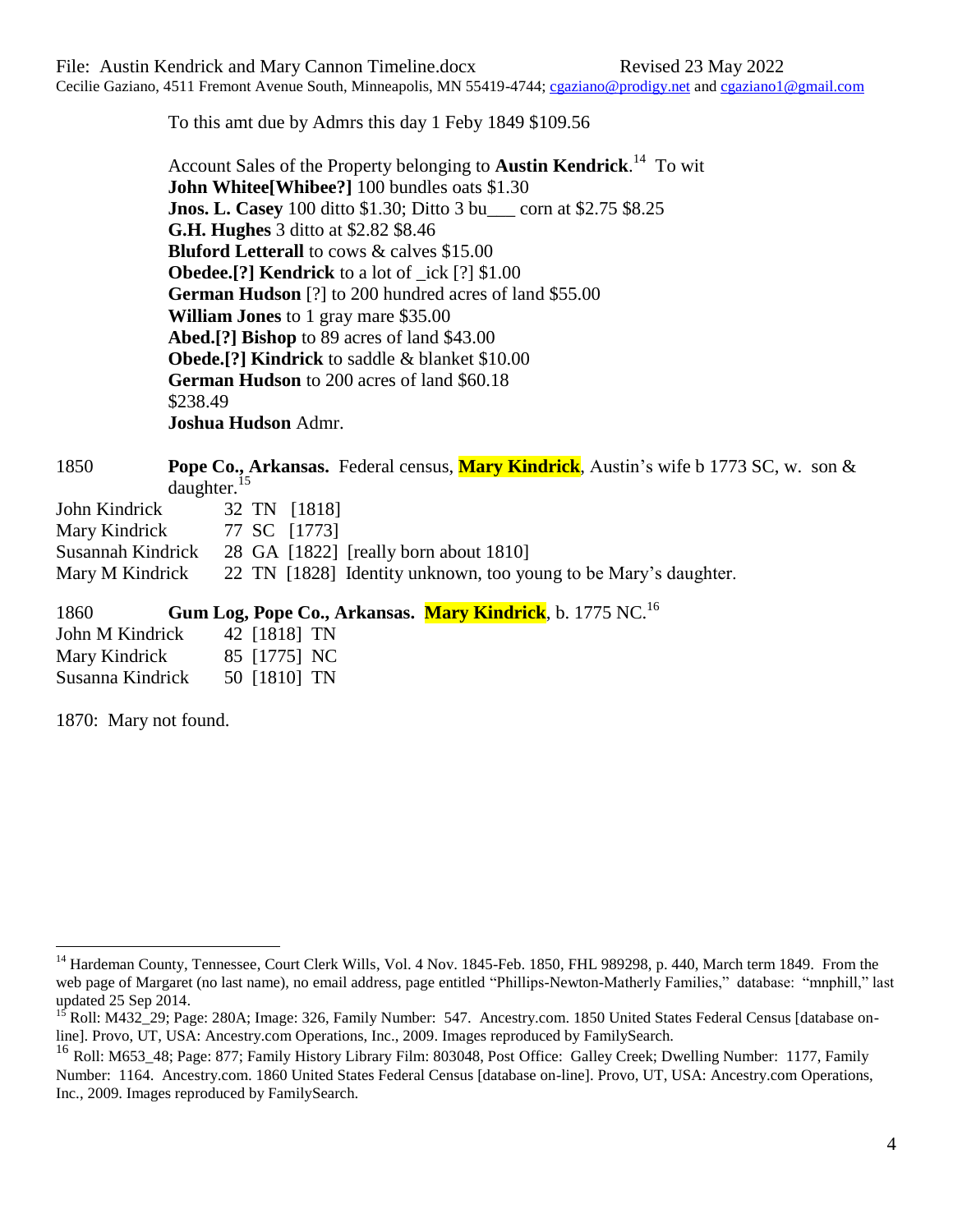To this amt due by Admrs this day 1 Feby 1849 $109.56

Account Sales of the Property belonging to **Austin Kendrick**.[14] To wit
**John Whitee[Whibee?]** 100 bundles oats $1.30
**Jnos. L. Casey** 100 ditto $1.30; Ditto 3 bu___ corn at $2.75 $8.25
**G.H. Hughes** 3 ditto at $2.82 $8.46
**Bluford Letterall** to cows & calves $15.00
**Obedee.[?] Kendrick** to a lot of _ick [?] $1.00
**German Hudson** [?] to 200 hundred acres of land $55.00
**William Jones** to 1 gray mare $35.00
**Abed.[?] Bishop** to 89 acres of land $43.00
**Obede.[?] Kindrick** to saddle & blanket $10.00
**German Hudson** to 200 acres of land $60.18
$238.49
**Joshua Hudson** Admr.

1850 **Pope Co., Arkansas.** Federal census, **Mary Kindrick**, Austin's wife b 1773 SC, w. son & daughter.[15]

| | | | | |
|---|---|---|---|---|
| John Kindrick | 32 | TN | [1818] | |
| Mary Kindrick | 77 | SC | [1773] | |
| Susannah Kindrick | 28 | GA | [1822] | [really born about 1810] |
| Mary M Kindrick | 22 | TN | [1828] | Identity unknown, too young to be Mary's daughter. |

1860 **Gum Log, Pope Co., Arkansas. Mary Kindrick**, b. 1775 NC.[16]

| | | | |
|---|---|---|---|
| John M Kindrick | 42 | [1818] | TN |
| Mary Kindrick | 85 | [1775] | NC |
| Susanna Kindrick | 50 | [1810] | TN |

1870: Mary not found.

---

[14] Hardeman County, Tennessee, Court Clerk Wills, Vol. 4 Nov. 1845-Feb. 1850, FHL 989298, p. 440, March term 1849. From the web page of Margaret (no last name), no email address, page entitled "Phillips-Newton-Matherly Families," database: "mnphill," last updated 25 Sep 2014.

[15] Roll: M432_29; Page: 280A; Image: 326, Family Number: 547. Ancestry.com. 1850 United States Federal Census [database on-line]. Provo, UT, USA: Ancestry.com Operations, Inc., 2009. Images reproduced by FamilySearch.

[16] Roll: M653_48; Page: 877; Family History Library Film: 803048, Post Office: Galley Creek; Dwelling Number: 1177, Family Number: 1164. Ancestry.com. 1860 United States Federal Census [database on-line]. Provo, UT, USA: Ancestry.com Operations, Inc., 2009. Images reproduced by FamilySearch.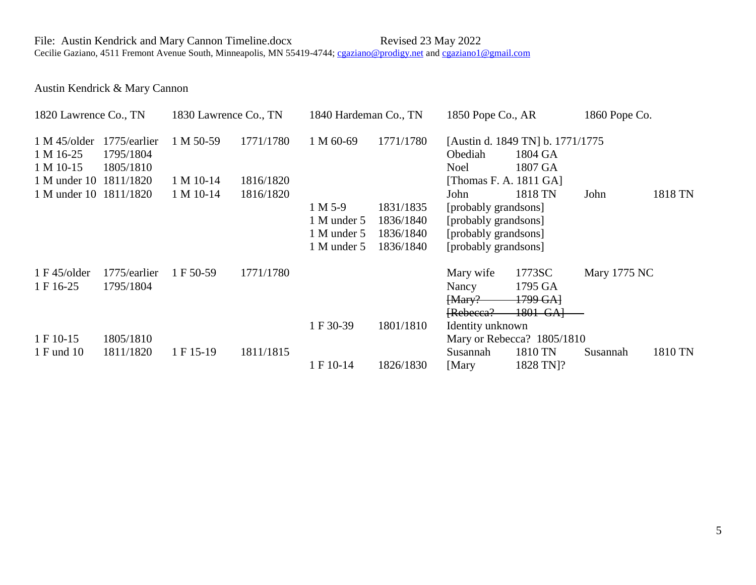Austin Kendrick & Mary Cannon

| 1820 Lawrence Co., TN | | 1830 Lawrence Co., TN | | 1840 Hardeman Co., TN | | 1850 Pope Co., AR | | 1860 Pope Co. | |
|---|---|---|---|---|---|---|---|---|---|
| 1 M 45/older | 1775/earlier | 1 M 50-59 | 1771/1780 | 1 M 60-69 | 1771/1780 | [Austin d. 1849 TN] b. 1771/1775 | | | |
| 1 M 16-25 | 1795/1804 | | | | | Obediah | 1804 GA | | |
| 1 M 10-15 | 1805/1810 | | | | | Noel | 1807 GA | | |
| 1 M under 10 | 1811/1820 | 1 M 10-14 | 1816/1820 | | | [Thomas F. A. 1811 GA] | | | |
| 1 M under 10 | 1811/1820 | 1 M 10-14 | 1816/1820 | | | John | 1818 TN | John | 1818 TN |
| | | | | 1 M 5-9 | 1831/1835 | [probably grandsons] | | | |
| | | | | 1 M under 5 | 1836/1840 | [probably grandsons] | | | |
| | | | | 1 M under 5 | 1836/1840 | [probably grandsons] | | | |
| | | | | 1 M under 5 | 1836/1840 | [probably grandsons] | | | |
| | | | | | | | | | |
| 1 F 45/older | 1775/earlier | 1 F 50-59 | 1771/1780 | | | Mary wife | 1773SC | Mary 1775 NC | |
| 1 F 16-25 | 1795/1804 | | | | | Nancy | 1795 GA | | |
| | | | | | | ~~[Mary?~~ | ~~1799 GA]~~ | | |
| | | | | | | ~~[Rebecca?~~ | ~~1801 GA]~~ | | |
| | | | | 1 F 30-39 | 1801/1810 | Identity unknown | | | |
| 1 F 10-15 | 1805/1810 | | | | | Mary or Rebecca? 1805/1810 | | | |
| 1 F und 10 | 1811/1820 | 1 F 15-19 | 1811/1815 | | | Susannah | 1810 TN | Susannah | 1810 TN |
| | | | | 1 F 10-14 | 1826/1830 | [Mary | 1828 TN]? | | |